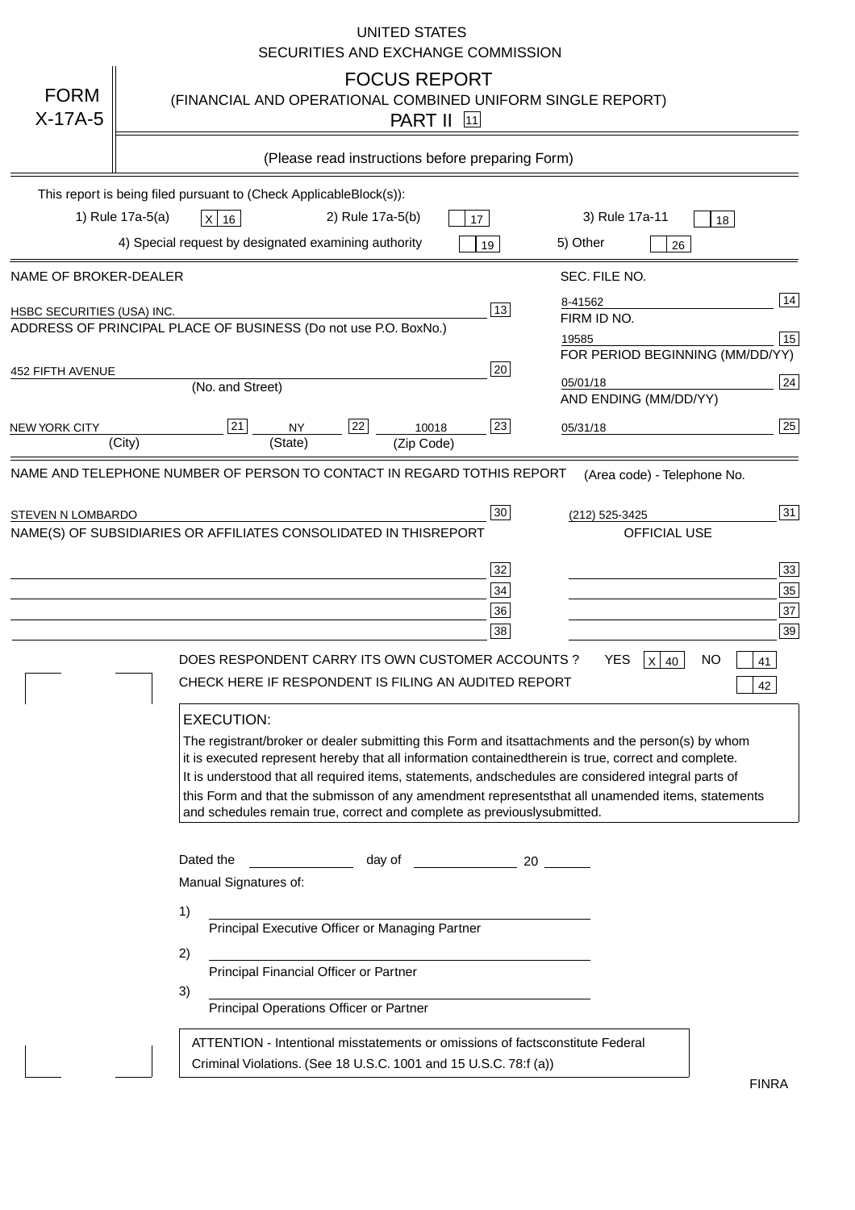UNITED STATES
SECURITIES AND EXCHANGE COMMISSION

# FORM X-17A-5

## FOCUS REPORT
(FINANCIAL AND OPERATIONAL COMBINED UNIFORM SINGLE REPORT)

PART II [11]

(Please read instructions before preparing Form)

This report is being filed pursuant to (Check ApplicableBlock(s)):

1) Rule 17a-5(a) [X] [16]    2) Rule 17a-5(b) [ ] [17]    3) Rule 17a-11 [ ] [18]

4) Special request by designated examining authority [ ] [19]    5) Other [ ] [26]

| NAME OF BROKER-DEALER | | SEC. FILE NO. | |
|---|---|---|---|
| HSBC SECURITIES (USA) INC. | [13] | 8-41562 | [14] |
| ADDRESS OF PRINCIPAL PLACE OF BUSINESS (Do not use P.O. BoxNo.) | | FIRM ID NO. | |
| | | 19585 | [15] |
| 452 FIFTH AVENUE (No. and Street) | [20] | FOR PERIOD BEGINNING (MM/DD/YY) 05/01/18 | [24] |
| NEW YORK CITY (City) [21] NY (State) [22] 10018 (Zip Code) | [23] | AND ENDING (MM/DD/YY) 05/31/18 | [25] |

NAME AND TELEPHONE NUMBER OF PERSON TO CONTACT IN REGARD TOTHIS REPORT — (Area code) - Telephone No.

STEVEN N LOMBARDO [30] — (212) 525-3425 [31]

NAME(S) OF SUBSIDIARIES OR AFFILIATES CONSOLIDATED IN THISREPORT — OFFICIAL USE

| | | | |
|---|---|---|---|
| | [32] | | [33] |
| | [34] | | [35] |
| | [36] | | [37] |
| | [38] | | [39] |

DOES RESPONDENT CARRY ITS OWN CUSTOMER ACCOUNTS ? YES [X] [40] NO [ ] [41]

CHECK HERE IF RESPONDENT IS FILING AN AUDITED REPORT [ ] [42]

**EXECUTION:**

The registrant/broker or dealer submitting this Form and itsattachments and the person(s) by whom it is executed represent hereby that all information containedtherein is true, correct and complete. It is understood that all required items, statements, andschedules are considered integral parts of this Form and that the submisson of any amendment representsthat all unamended items, statements and schedules remain true, correct and complete as previouslysubmitted.

Dated the ______________ day of ______________ 20 ______

Manual Signatures of:

1) ________________________________
Principal Executive Officer or Managing Partner

2) ________________________________
Principal Financial Officer or Partner

3) ________________________________
Principal Operations Officer or Partner

ATTENTION - Intentional misstatements or omissions of factsconstitute Federal Criminal Violations. (See 18 U.S.C. 1001 and 15 U.S.C. 78:f (a))

FINRA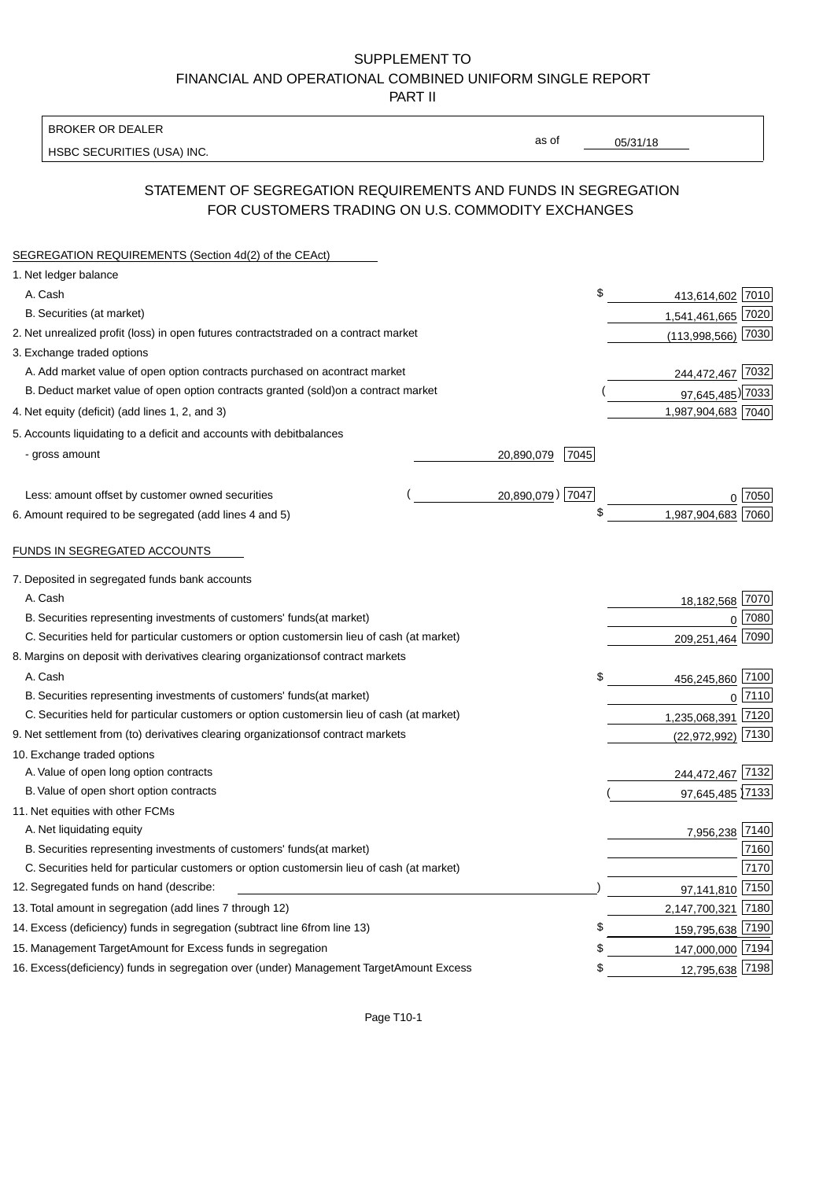SUPPLEMENT TO
FINANCIAL AND OPERATIONAL COMBINED UNIFORM SINGLE REPORT
PART II

BROKER OR DEALER
HSBC SECURITIES (USA) INC.

as of 05/31/18

## STATEMENT OF SEGREGATION REQUIREMENTS AND FUNDS IN SEGREGATION FOR CUSTOMERS TRADING ON U.S. COMMODITY EXCHANGES

SEGREGATION REQUIREMENTS (Section 4d(2) of the CEAct)

| | | | | |
|---|---|---|---|---|
| 1. Net ledger balance | | | | |
| A. Cash | | | $ 413,614,602 | 7010 |
| B. Securities (at market) | | | 1,541,461,665 | 7020 |
| 2. Net unrealized profit (loss) in open futures contracts traded on a contract market | | | (113,998,566) | 7030 |
| 3. Exchange traded options | | | | |
| A. Add market value of open option contracts purchased on a contract market | | | 244,472,467 | 7032 |
| B. Deduct market value of open option contracts granted (sold) on a contract market | | | (97,645,485) | 7033 |
| 4. Net equity (deficit) (add lines 1, 2, and 3) | | | 1,987,904,683 | 7040 |
| 5. Accounts liquidating to a deficit and accounts with debit balances | | | | |
| - gross amount | 20,890,079 | 7045 | | |
| Less: amount offset by customer owned securities | (20,890,079) | 7047 | 0 | 7050 |
| 6. Amount required to be segregated (add lines 4 and 5) | | | $ 1,987,904,683 | 7060 |

FUNDS IN SEGREGATED ACCOUNTS

| | | |
|---|---|---|
| 7. Deposited in segregated funds bank accounts | | |
| A. Cash | 18,182,568 | 7070 |
| B. Securities representing investments of customers' funds (at market) | 0 | 7080 |
| C. Securities held for particular customers or option customers in lieu of cash (at market) | 209,251,464 | 7090 |
| 8. Margins on deposit with derivatives clearing organizations of contract markets | | |
| A. Cash | $ 456,245,860 | 7100 |
| B. Securities representing investments of customers' funds (at market) | 0 | 7110 |
| C. Securities held for particular customers or option customers in lieu of cash (at market) | 1,235,068,391 | 7120 |
| 9. Net settlement from (to) derivatives clearing organizations of contract markets | (22,972,992) | 7130 |
| 10. Exchange traded options | | |
| A. Value of open long option contracts | 244,472,467 | 7132 |
| B. Value of open short option contracts | (97,645,485) | 7133 |
| 11. Net equities with other FCMs | | |
| A. Net liquidating equity | 7,956,238 | 7140 |
| B. Securities representing investments of customers' funds (at market) | | 7160 |
| C. Securities held for particular customers or option customers in lieu of cash (at market) | | 7170 |
| 12. Segregated funds on hand (describe: ) | 97,141,810 | 7150 |
| 13. Total amount in segregation (add lines 7 through 12) | 2,147,700,321 | 7180 |
| 14. Excess (deficiency) funds in segregation (subtract line 6 from line 13) | $ 159,795,638 | 7190 |
| 15. Management Target Amount for Excess funds in segregation | $ 147,000,000 | 7194 |
| 16. Excess (deficiency) funds in segregation over (under) Management Target Amount Excess | $ 12,795,638 | 7198 |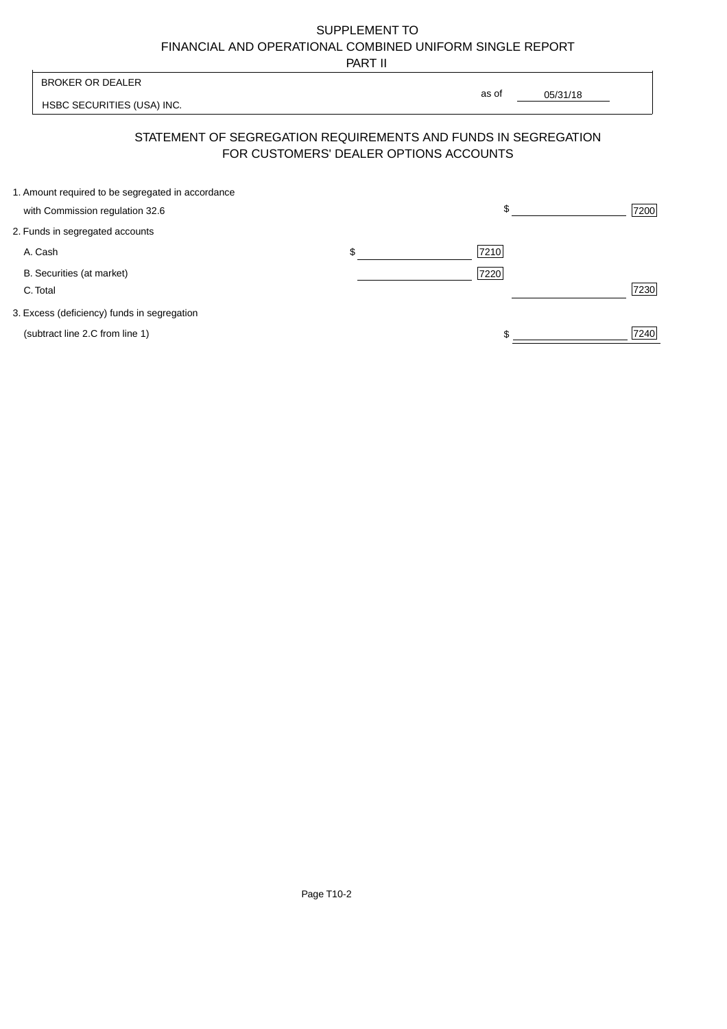SUPPLEMENT TO
FINANCIAL AND OPERATIONAL COMBINED UNIFORM SINGLE REPORT
PART II

| BROKER OR DEALER | | |
|---|---|---|
| HSBC SECURITIES (USA) INC. | as of | 05/31/18 |

## STATEMENT OF SEGREGATION REQUIREMENTS AND FUNDS IN SEGREGATION FOR CUSTOMERS' DEALER OPTIONS ACCOUNTS

| | | | | |
|---|---|---|---|---|
| 1. Amount required to be segregated in accordance with Commission regulation 32.6 | | | $ | 7200 |
| 2. Funds in segregated accounts | | | | |
| A. Cash | $ | 7210 | | |
| B. Securities (at market) | | 7220 | | |
| C. Total | | | | 7230 |
| 3. Excess (deficiency) funds in segregation (subtract line 2.C from line 1) | | | $ | 7240 |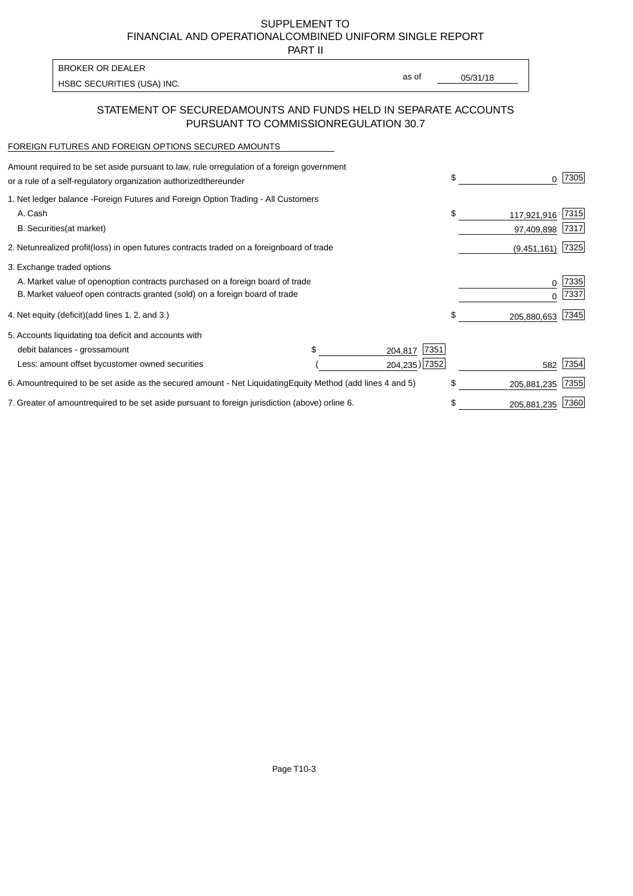# SUPPLEMENT TO
# FINANCIAL AND OPERATIONAL COMBINED UNIFORM SINGLE REPORT
# PART II

| BROKER OR DEALER | | |
|---|---|---|
| HSBC SECURITIES (USA) INC. | as of | 05/31/18 |

## STATEMENT OF SECURED AMOUNTS AND FUNDS HELD IN SEPARATE ACCOUNTS PURSUANT TO COMMISSION REGULATION 30.7

FOREIGN FUTURES AND FOREIGN OPTIONS SECURED AMOUNTS

| | | | | |
|---|---|---|---|---|
| Amount required to be set aside pursuant to law, rule or regulation of a foreign government or a rule of a self-regulatory organization authorized thereunder | | | $ 0 | 7305 |
| 1. Net ledger balance - Foreign Futures and Foreign Option Trading - All Customers | | | | |
| A. Cash | | | $ 117,921,916 | 7315 |
| B. Securities (at market) | | | 97,409,898 | 7317 |
| 2. Net unrealized profit (loss) in open futures contracts traded on a foreign board of trade | | | (9,451,161) | 7325 |
| 3. Exchange traded options | | | | |
| A. Market value of open option contracts purchased on a foreign board of trade | | | 0 | 7335 |
| B. Market value of open contracts granted (sold) on a foreign board of trade | | | 0 | 7337 |
| 4. Net equity (deficit) (add lines 1. 2. and 3.) | | | $ 205,880,653 | 7345 |
| 5. Accounts liquidating to a deficit and accounts with debit balances - gross amount | $ 204,817 | 7351 | | |
| Less: amount offset by customer owned securities | ( 204,235) | 7352 | 582 | 7354 |
| 6. Amount required to be set aside as the secured amount - Net Liquidating Equity Method (add lines 4 and 5) | | | $ 205,881,235 | 7355 |
| 7. Greater of amount required to be set aside pursuant to foreign jurisdiction (above) or line 6. | | | $ 205,881,235 | 7360 |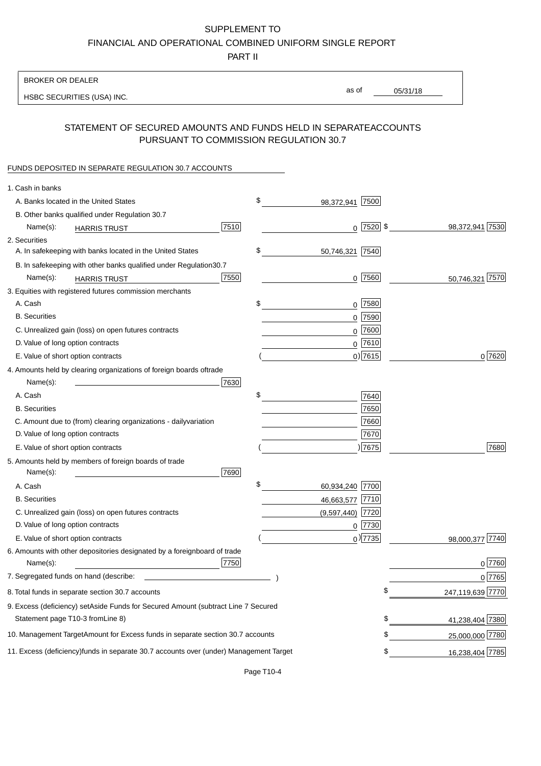SUPPLEMENT TO

FINANCIAL AND OPERATIONAL COMBINED UNIFORM SINGLE REPORT

PART II

BROKER OR DEALER

HSBC SECURITIES (USA) INC.

as of 05/31/18

## STATEMENT OF SECURED AMOUNTS AND FUNDS HELD IN SEPARATE ACCOUNTS PURSUANT TO COMMISSION REGULATION 30.7

FUNDS DEPOSITED IN SEPARATE REGULATION 30.7 ACCOUNTS

| | | |
|---|---|---|
| 1. Cash in banks | | |
| A. Banks located in the United States | $ 98,372,941 [7500] | |
| B. Other banks qualified under Regulation 30.7 Name(s): HARRIS TRUST [7510] | 0 [7520] | $ 98,372,941 [7530] |
| 2. Securities | | |
| A. In safekeeping with banks located in the United States | $ 50,746,321 [7540] | |
| B. In safekeeping with other banks qualified under Regulation 30.7 Name(s): HARRIS TRUST [7550] | 0 [7560] | 50,746,321 [7570] |
| 3. Equities with registered futures commission merchants | | |
| A. Cash | $ 0 [7580] | |
| B. Securities | 0 [7590] | |
| C. Unrealized gain (loss) on open futures contracts | 0 [7600] | |
| D. Value of long option contracts | 0 [7610] | |
| E. Value of short option contracts | ( 0) [7615] | 0 [7620] |
| 4. Amounts held by clearing organizations of foreign boards of trade Name(s): [7630] | | |
| A. Cash | $ [7640] | |
| B. Securities | [7650] | |
| C. Amount due to (from) clearing organizations - daily variation | [7660] | |
| D. Value of long option contracts | [7670] | |
| E. Value of short option contracts | ( ) [7675] | [7680] |
| 5. Amounts held by members of foreign boards of trade Name(s): [7690] | | |
| A. Cash | $ 60,934,240 [7700] | |
| B. Securities | 46,663,577 [7710] | |
| C. Unrealized gain (loss) on open futures contracts | (9,597,440) [7720] | |
| D. Value of long option contracts | 0 [7730] | |
| E. Value of short option contracts | ( 0) [7735] | 98,000,377 [7740] |
| 6. Amounts with other depositories designated by a foreign board of trade Name(s): [7750] | | 0 [7760] |
| 7. Segregated funds on hand (describe: ) | | 0 [7765] |
| 8. Total funds in separate section 30.7 accounts | | $ 247,119,639 [7770] |
| 9. Excess (deficiency) set Aside Funds for Secured Amount (subtract Line 7 Secured Statement page T10-3 from Line 8) | | $ 41,238,404 [7380] |
| 10. Management Target Amount for Excess funds in separate section 30.7 accounts | | $ 25,000,000 [7780] |
| 11. Excess (deficiency) funds in separate 30.7 accounts over (under) Management Target | | $ 16,238,404 [7785] |

Page T10-4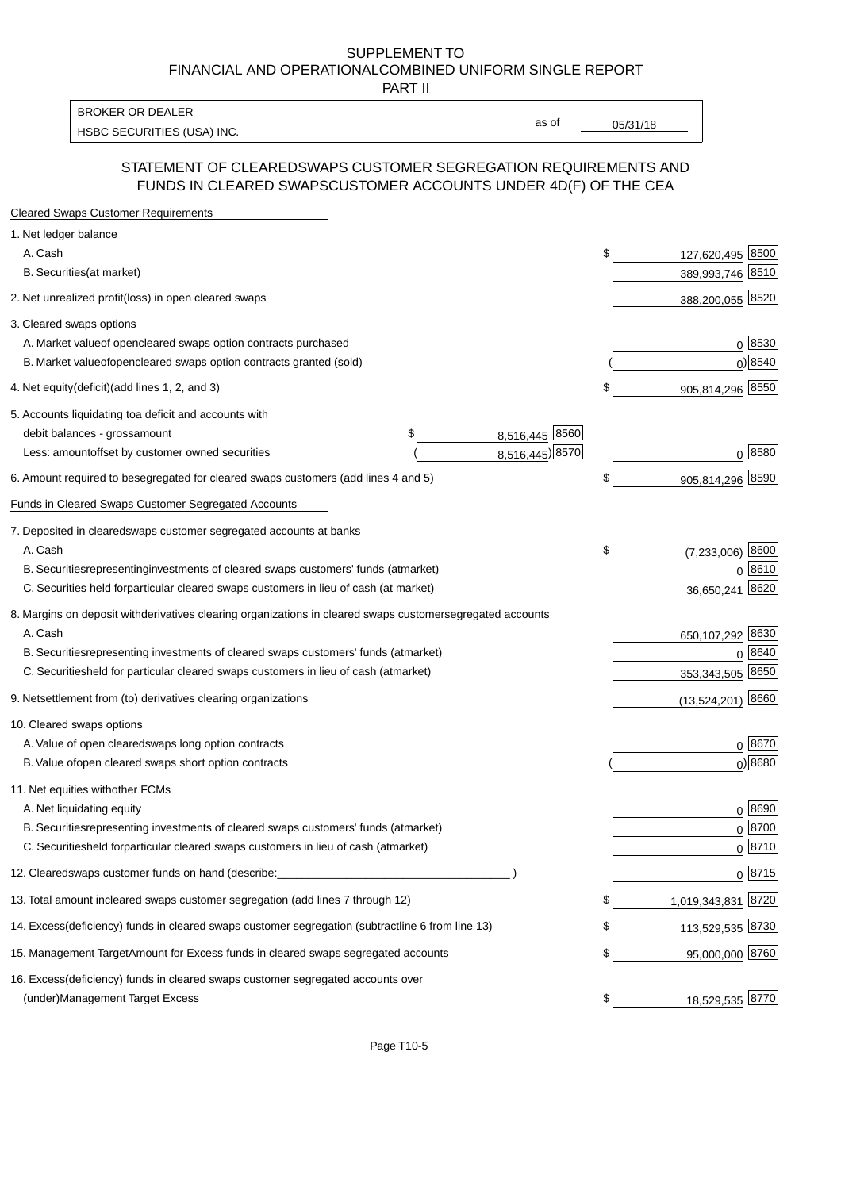SUPPLEMENT TO
FINANCIAL AND OPERATIONAL COMBINED UNIFORM SINGLE REPORT
PART II

BROKER OR DEALER
HSBC SECURITIES (USA) INC.

as of 05/31/18

## STATEMENT OF CLEARED SWAPS CUSTOMER SEGREGATION REQUIREMENTS AND FUNDS IN CLEARED SWAPS CUSTOMER ACCOUNTS UNDER 4D(F) OF THE CEA

**Cleared Swaps Customer Requirements**

| | | | |
|---|---|---|---|
| 1. Net ledger balance | | | |
| A. Cash | | $ 127,620,495 | 8500 |
| B. Securities (at market) | | 389,993,746 | 8510 |
| 2. Net unrealized profit (loss) in open cleared swaps | | 388,200,055 | 8520 |
| 3. Cleared swaps options | | | |
| A. Market value of open cleared swaps option contracts purchased | | 0 | 8530 |
| B. Market value of open cleared swaps option contracts granted (sold) | | ( 0) | 8540 |
| 4. Net equity (deficit) (add lines 1, 2, and 3) | | $ 905,814,296 | 8550 |
| 5. Accounts liquidating to a deficit and accounts with debit balances - gross amount | $ 8,516,445 [8560] | | |
| Less: amount offset by customer owned securities | ( 8,516,445) [8570] | 0 | 8580 |
| 6. Amount required to be segregated for cleared swaps customers (add lines 4 and 5) | | $ 905,814,296 | 8590 |

**Funds in Cleared Swaps Customer Segregated Accounts**

| | | |
|---|---|---|
| 7. Deposited in cleared swaps customer segregated accounts at banks | | |
| A. Cash | $ (7,233,006) | 8600 |
| B. Securities representing investments of cleared swaps customers' funds (at market) | 0 | 8610 |
| C. Securities held for particular cleared swaps customers in lieu of cash (at market) | 36,650,241 | 8620 |
| 8. Margins on deposit with derivatives clearing organizations in cleared swaps customer segregated accounts | | |
| A. Cash | 650,107,292 | 8630 |
| B. Securities representing investments of cleared swaps customers' funds (at market) | 0 | 8640 |
| C. Securities held for particular cleared swaps customers in lieu of cash (at market) | 353,343,505 | 8650 |
| 9. Net settlement from (to) derivatives clearing organizations | (13,524,201) | 8660 |
| 10. Cleared swaps options | | |
| A. Value of open cleared swaps long option contracts | 0 | 8670 |
| B. Value of open cleared swaps short option contracts | ( 0) | 8680 |
| 11. Net equities with other FCMs | | |
| A. Net liquidating equity | 0 | 8690 |
| B. Securities representing investments of cleared swaps customers' funds (at market) | 0 | 8700 |
| C. Securities held for particular cleared swaps customers in lieu of cash (at market) | 0 | 8710 |
| 12. Cleared swaps customer funds on hand (describe: ______ ) | 0 | 8715 |
| 13. Total amount in cleared swaps customer segregation (add lines 7 through 12) | $ 1,019,343,831 | 8720 |
| 14. Excess (deficiency) funds in cleared swaps customer segregation (subtract line 6 from line 13) | $ 113,529,535 | 8730 |
| 15. Management Target Amount for Excess funds in cleared swaps segregated accounts | $ 95,000,000 | 8760 |
| 16. Excess (deficiency) funds in cleared swaps customer segregated accounts over (under) Management Target Excess | $ 18,529,535 | 8770 |

Page T10-5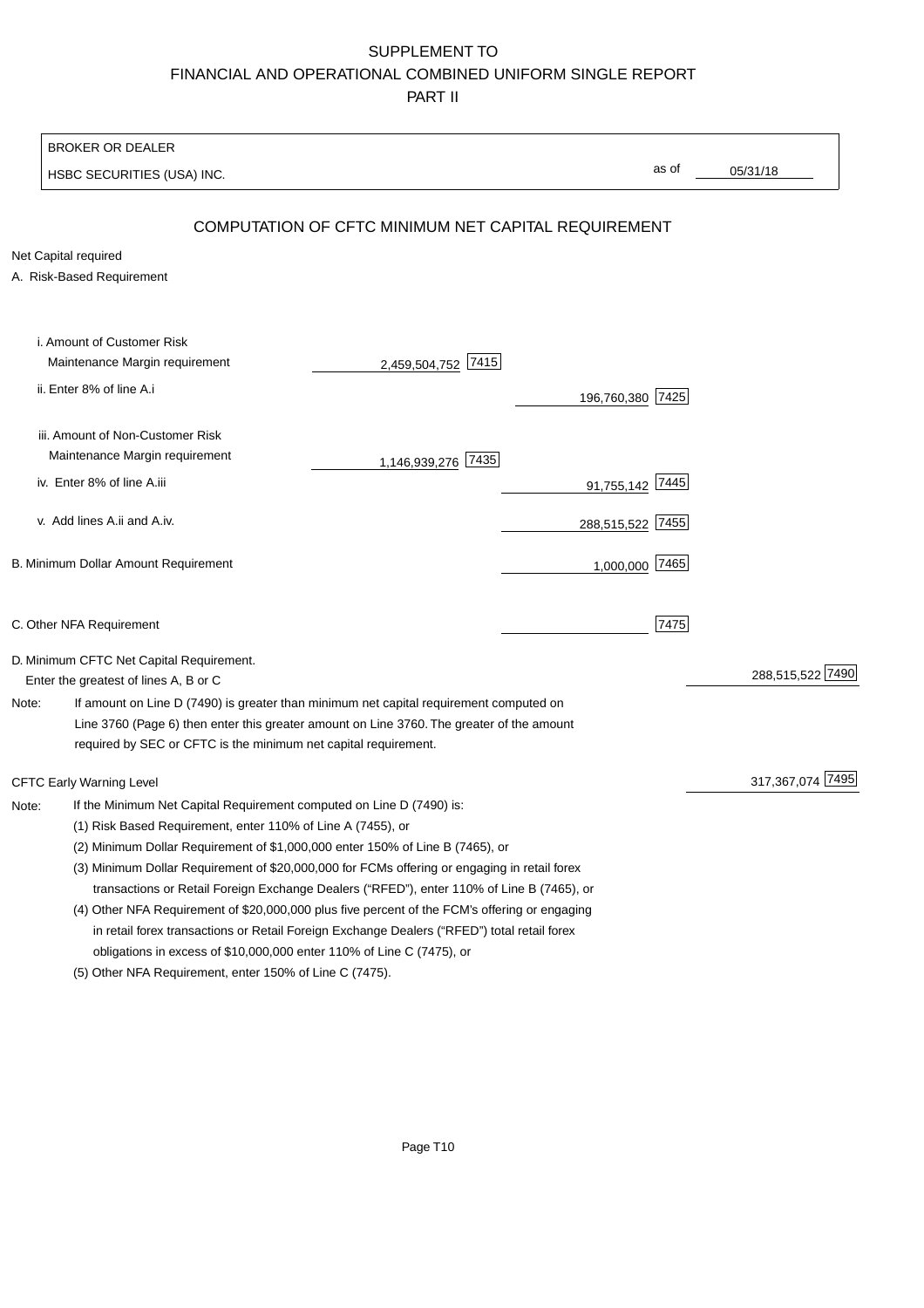# SUPPLEMENT TO
# FINANCIAL AND OPERATIONAL COMBINED UNIFORM SINGLE REPORT
## PART II

| | |
|---|---|
| BROKER OR DEALER | |
| HSBC SECURITIES (USA) INC. | as of 05/31/18 |

## COMPUTATION OF CFTC MINIMUM NET CAPITAL REQUIREMENT

Net Capital required

A. Risk-Based Requirement

| | | | |
|---|---|---|---|
| i. Amount of Customer Risk Maintenance Margin requirement | 2,459,504,752 [7415] | | |
| ii. Enter 8% of line A.i | | 196,760,380 [7425] | |
| iii. Amount of Non-Customer Risk Maintenance Margin requirement | 1,146,939,276 [7435] | | |
| iv. Enter 8% of line A.iii | | 91,755,142 [7445] | |
| v. Add lines A.ii and A.iv. | | 288,515,522 [7455] | |
| B. Minimum Dollar Amount Requirement | | 1,000,000 [7465] | |
| C. Other NFA Requirement | | [7475] | |
| D. Minimum CFTC Net Capital Requirement. Enter the greatest of lines A, B or C | | | 288,515,522 [7490] |

Note: If amount on Line D (7490) is greater than minimum net capital requirement computed on Line 3760 (Page 6) then enter this greater amount on Line 3760. The greater of the amount required by SEC or CFTC is the minimum net capital requirement.

CFTC Early Warning Level 317,367,074 [7495]

Note: If the Minimum Net Capital Requirement computed on Line D (7490) is:

(1) Risk Based Requirement, enter 110% of Line A (7455), or

(2) Minimum Dollar Requirement of $1,000,000 enter 150% of Line B (7465), or

(3) Minimum Dollar Requirement of $20,000,000 for FCMs offering or engaging in retail forex transactions or Retail Foreign Exchange Dealers ("RFED"), enter 110% of Line B (7465), or

(4) Other NFA Requirement of $20,000,000 plus five percent of the FCM's offering or engaging in retail forex transactions or Retail Foreign Exchange Dealers ("RFED") total retail forex obligations in excess of $10,000,000 enter 110% of Line C (7475), or

(5) Other NFA Requirement, enter 150% of Line C (7475).